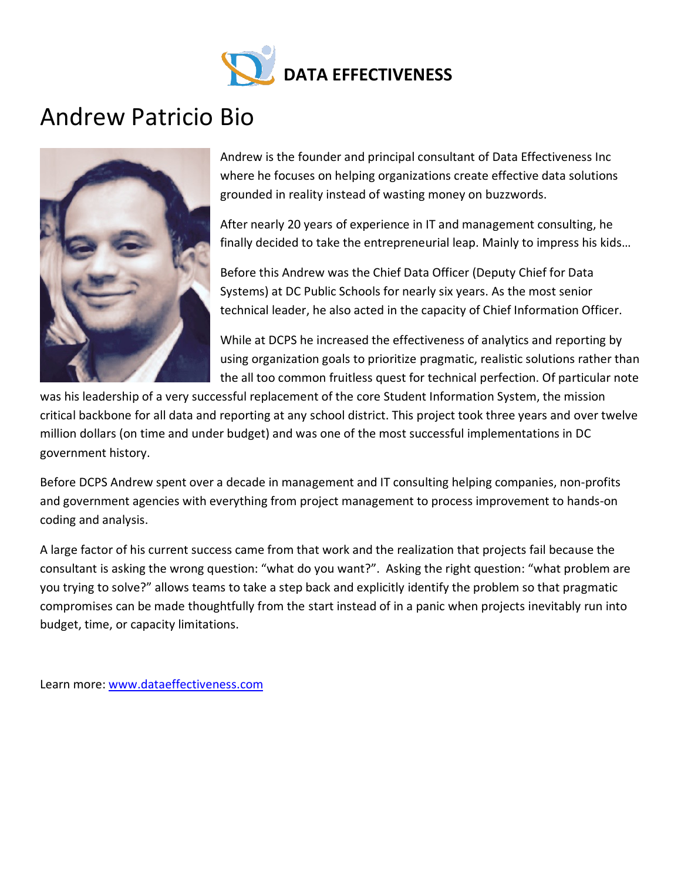**DATA EFFECTIVENESS**

# Andrew Patricio Bio

Andrew is the founder and principal consultant of Data Effectiveness Inc where he focuses on helping organizations create effective data solutions grounded in reality instead of wasting money on buzzwords.

After nearly 20 years of experience in IT and management consulting, he finally decided to take the entrepreneurial leap. Mainly to impress his kids…

Before this Andrew was the Chief Data Officer (Deputy Chief for Data Systems) at DC Public Schools for nearly six years. As the most senior technical leader, he also acted in the capacity of Chief Information Officer.

While at DCPS he increased the effectiveness of analytics and reporting by using organization goals to prioritize pragmatic, realistic solutions rather than the all too common fruitless quest for technical perfection. Of particular note was his leadership of a very successful replacement of the core Student Information System, the mission critical backbone for all data and reporting at any school district. This project took three years and over twelve million dollars (on time and under budget) and was one of the most successful implementations in DC government history.

Before DCPS Andrew spent over a decade in management and IT consulting helping companies, non-profits and government agencies with everything from project management to process improvement to hands-on coding and analysis.

A large factor of his current success came from that work and the realization that projects fail because the consultant is asking the wrong question: "what do you want?". Asking the right question: "what problem are you trying to solve?" allows teams to take a step back and explicitly identify the problem so that pragmatic compromises can be made thoughtfully from the start instead of in a panic when projects inevitably run into budget, time, or capacity limitations.

Learn more: [www.dataeffectiveness.com](http://www.dataeffectiveness.com)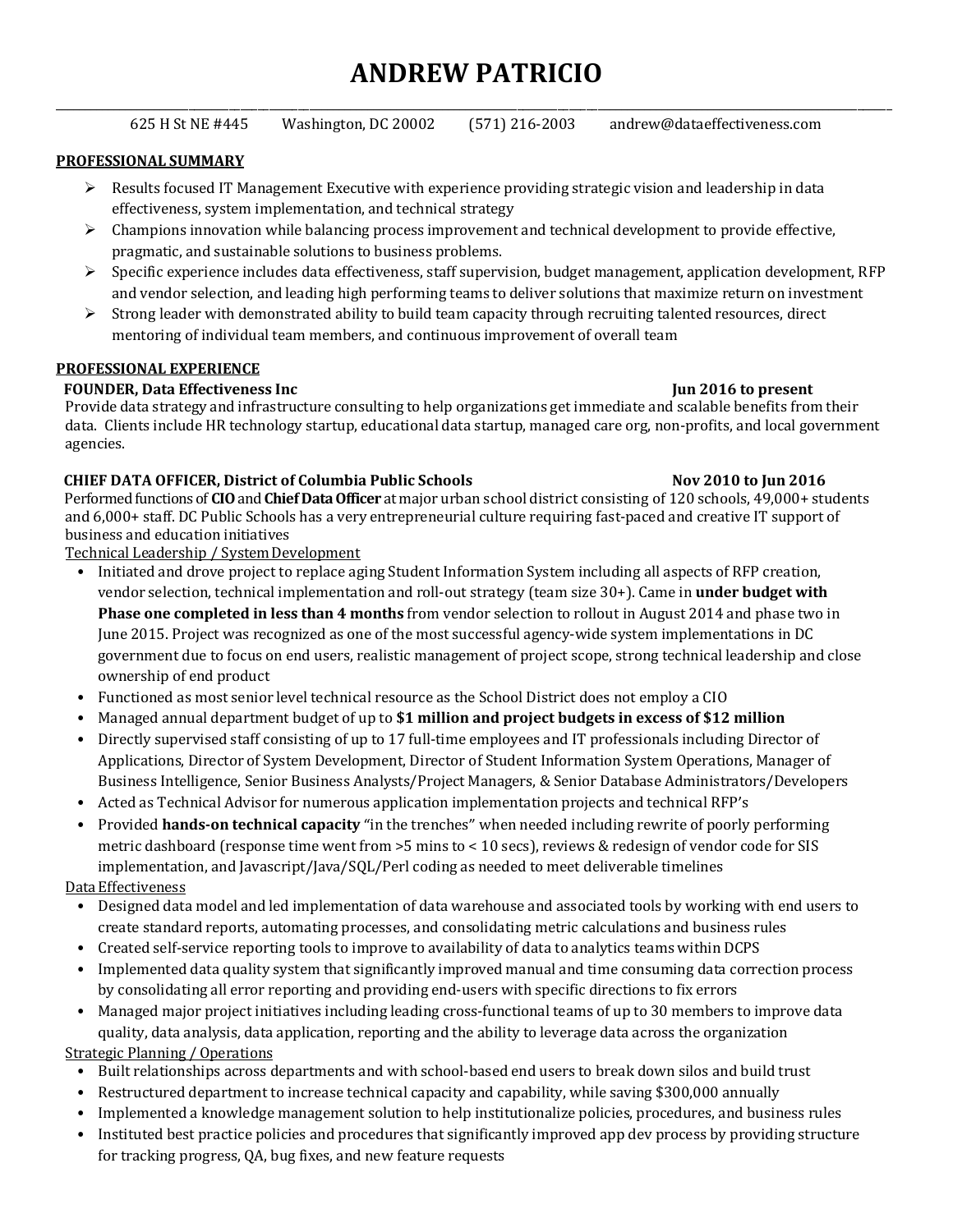# ANDREW PATRICIO

625 H St NE #445 Washington, DC 20002 (571) 216-2003 andrew@dataeffectiveness.com

## PROFESSIONAL SUMMARY

- Results focused IT Management Executive with experience providing strategic vision and leadership in data effectiveness, system implementation, and technical strategy
- Champions innovation while balancing process improvement and technical development to provide effective, pragmatic, and sustainable solutions to business problems.
- Specific experience includes data effectiveness, staff supervision, budget management, application development, RFP and vendor selection, and leading high performing teams to deliver solutions that maximize return on investment
- Strong leader with demonstrated ability to build team capacity through recruiting talented resources, direct mentoring of individual team members, and continuous improvement of overall team

## PROFESSIONAL EXPERIENCE

**FOUNDER, Data Effectiveness Inc** — **Jun 2016 to present**

Provide data strategy and infrastructure consulting to help organizations get immediate and scalable benefits from their data. Clients include HR technology startup, educational data startup, managed care org, non-profits, and local government agencies.

**CHIEF DATA OFFICER, District of Columbia Public Schools** — **Nov 2010 to Jun 2016**

Performed functions of **CIO** and **Chief Data Officer** at major urban school district consisting of 120 schools, 49,000+ students and 6,000+ staff. DC Public Schools has a very entrepreneurial culture requiring fast-paced and creative IT support of business and education initiatives

Technical Leadership / System Development

- Initiated and drove project to replace aging Student Information System including all aspects of RFP creation, vendor selection, technical implementation and roll-out strategy (team size 30+). Came in **under budget with Phase one completed in less than 4 months** from vendor selection to rollout in August 2014 and phase two in June 2015. Project was recognized as one of the most successful agency-wide system implementations in DC government due to focus on end users, realistic management of project scope, strong technical leadership and close ownership of end product
- Functioned as most senior level technical resource as the School District does not employ a CIO
- Managed annual department budget of up to **$1 million and project budgets in excess of $12 million**
- Directly supervised staff consisting of up to 17 full-time employees and IT professionals including Director of Applications, Director of System Development, Director of Student Information System Operations, Manager of Business Intelligence, Senior Business Analysts/Project Managers, & Senior Database Administrators/Developers
- Acted as Technical Advisor for numerous application implementation projects and technical RFP's
- Provided **hands-on technical capacity** "in the trenches" when needed including rewrite of poorly performing metric dashboard (response time went from >5 mins to < 10 secs), reviews & redesign of vendor code for SIS implementation, and Javascript/Java/SQL/Perl coding as needed to meet deliverable timelines

Data Effectiveness

- Designed data model and led implementation of data warehouse and associated tools by working with end users to create standard reports, automating processes, and consolidating metric calculations and business rules
- Created self-service reporting tools to improve to availability of data to analytics teams within DCPS
- Implemented data quality system that significantly improved manual and time consuming data correction process by consolidating all error reporting and providing end-users with specific directions to fix errors
- Managed major project initiatives including leading cross-functional teams of up to 30 members to improve data quality, data analysis, data application, reporting and the ability to leverage data across the organization

Strategic Planning / Operations

- Built relationships across departments and with school-based end users to break down silos and build trust
- Restructured department to increase technical capacity and capability, while saving $300,000 annually
- Implemented a knowledge management solution to help institutionalize policies, procedures, and business rules
- Instituted best practice policies and procedures that significantly improved app dev process by providing structure for tracking progress, QA, bug fixes, and new feature requests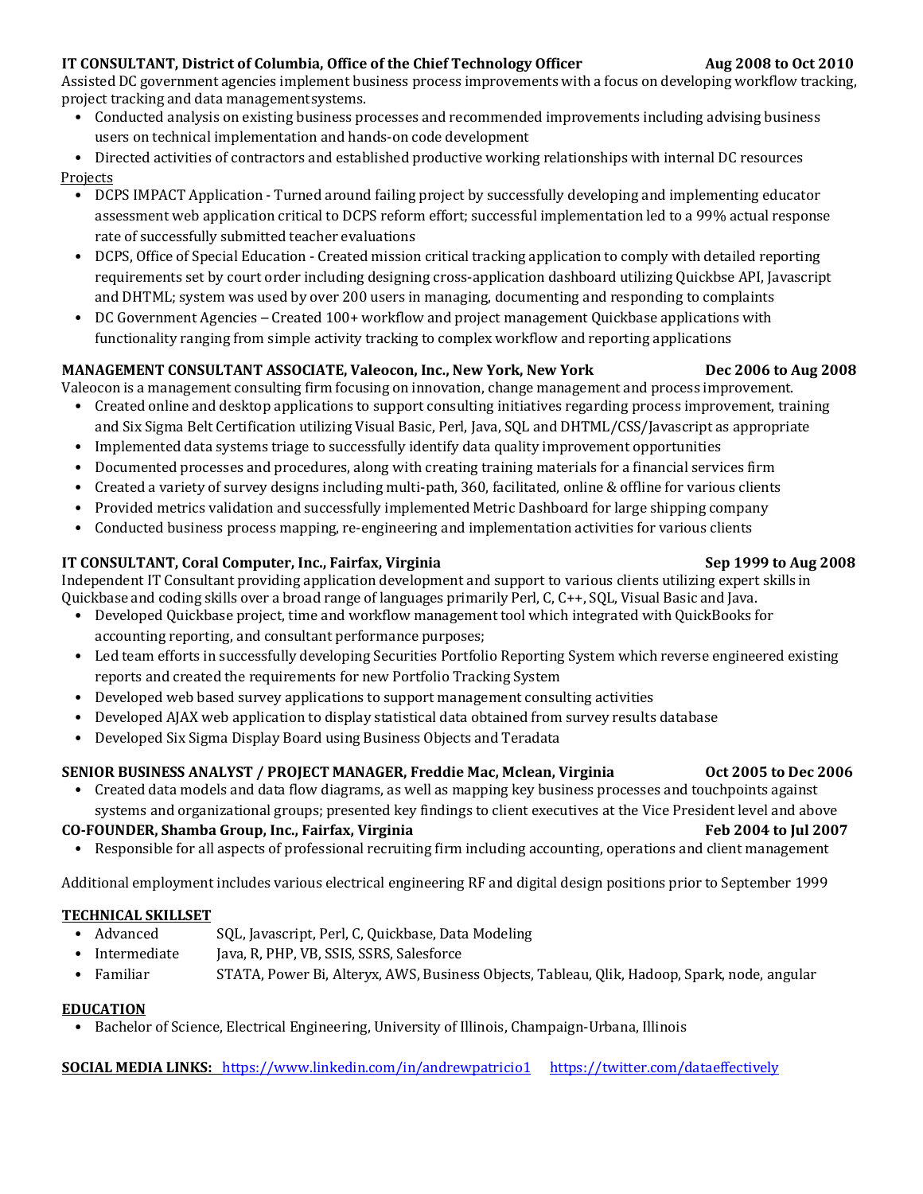**IT CONSULTANT, District of Columbia, Office of the Chief Technology Officer** **Aug 2008 to Oct 2010**

Assisted DC government agencies implement business process improvements with a focus on developing workflow tracking, project tracking and data management systems.

- Conducted analysis on existing business processes and recommended improvements including advising business users on technical implementation and hands-on code development
- Directed activities of contractors and established productive working relationships with internal DC resources

Projects

- DCPS IMPACT Application - Turned around failing project by successfully developing and implementing educator assessment web application critical to DCPS reform effort; successful implementation led to a 99% actual response rate of successfully submitted teacher evaluations
- DCPS, Office of Special Education - Created mission critical tracking application to comply with detailed reporting requirements set by court order including designing cross-application dashboard utilizing Quickbse API, Javascript and DHTML; system was used by over 200 users in managing, documenting and responding to complaints
- DC Government Agencies – Created 100+ workflow and project management Quickbase applications with functionality ranging from simple activity tracking to complex workflow and reporting applications

**MANAGEMENT CONSULTANT ASSOCIATE, Valeocon, Inc., New York, New York** **Dec 2006 to Aug 2008**

Valeocon is a management consulting firm focusing on innovation, change management and process improvement.

- Created online and desktop applications to support consulting initiatives regarding process improvement, training and Six Sigma Belt Certification utilizing Visual Basic, Perl, Java, SQL and DHTML/CSS/Javascript as appropriate
- Implemented data systems triage to successfully identify data quality improvement opportunities
- Documented processes and procedures, along with creating training materials for a financial services firm
- Created a variety of survey designs including multi-path, 360, facilitated, online & offline for various clients
- Provided metrics validation and successfully implemented Metric Dashboard for large shipping company
- Conducted business process mapping, re-engineering and implementation activities for various clients

**IT CONSULTANT, Coral Computer, Inc., Fairfax, Virginia** **Sep 1999 to Aug 2008**

Independent IT Consultant providing application development and support to various clients utilizing expert skills in Quickbase and coding skills over a broad range of languages primarily Perl, C, C++, SQL, Visual Basic and Java.

- Developed Quickbase project, time and workflow management tool which integrated with QuickBooks for accounting reporting, and consultant performance purposes;
- Led team efforts in successfully developing Securities Portfolio Reporting System which reverse engineered existing reports and created the requirements for new Portfolio Tracking System
- Developed web based survey applications to support management consulting activities
- Developed AJAX web application to display statistical data obtained from survey results database
- Developed Six Sigma Display Board using Business Objects and Teradata

**SENIOR BUSINESS ANALYST / PROJECT MANAGER, Freddie Mac, Mclean, Virginia** **Oct 2005 to Dec 2006**

- Created data models and data flow diagrams, as well as mapping key business processes and touchpoints against systems and organizational groups; presented key findings to client executives at the Vice President level and above

**CO-FOUNDER, Shamba Group, Inc., Fairfax, Virginia** **Feb 2004 to Jul 2007**

- Responsible for all aspects of professional recruiting firm including accounting, operations and client management

Additional employment includes various electrical engineering RF and digital design positions prior to September 1999

## TECHNICAL SKILLSET

- Advanced SQL, Javascript, Perl, C, Quickbase, Data Modeling
- Intermediate Java, R, PHP, VB, SSIS, SSRS, Salesforce
- Familiar STATA, Power Bi, Alteryx, AWS, Business Objects, Tableau, Qlik, Hadoop, Spark, node, angular

## EDUCATION

- Bachelor of Science, Electrical Engineering, University of Illinois, Champaign-Urbana, Illinois

**SOCIAL MEDIA LINKS:** https://www.linkedin.com/in/andrewpatricio1 https://twitter.com/dataeffectively